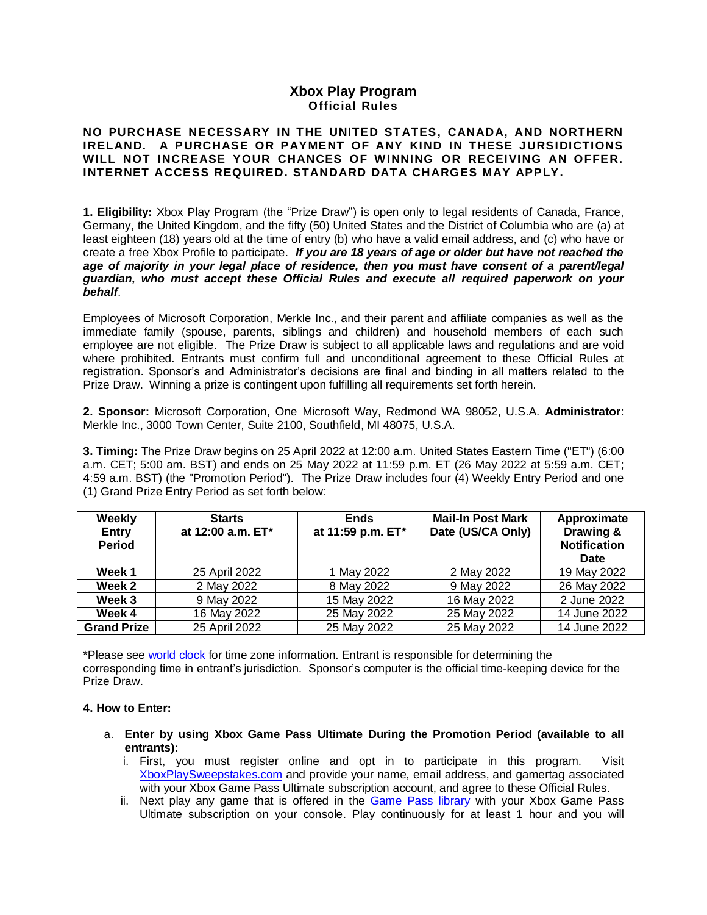# Xbox Play Program

## Official Rules

**NO PURCHASE NECESSARY IN THE UNITED STATES, CANADA, AND NORTHERN IRELAND. A PURCHASE OR PAYMENT OF ANY KIND IN THESE JURSIDICTIONS WILL NOT INCREASE YOUR CHANCES OF WINNING OR RECEIVING AN OFFER. INTERNET ACCESS REQUIRED. STANDARD DATA CHARGES MAY APPLY.**

**1. Eligibility:** Xbox Play Program (the "Prize Draw") is open only to legal residents of Canada, France, Germany, the United Kingdom, and the fifty (50) United States and the District of Columbia who are (a) at least eighteen (18) years old at the time of entry (b) who have a valid email address, and (c) who have or create a free Xbox Profile to participate. ***If you are 18 years of age or older but have not reached the age of majority in your legal place of residence, then you must have consent of a parent/legal guardian, who must accept these Official Rules and execute all required paperwork on your behalf***.

Employees of Microsoft Corporation, Merkle Inc., and their parent and affiliate companies as well as the immediate family (spouse, parents, siblings and children) and household members of each such employee are not eligible. The Prize Draw is subject to all applicable laws and regulations and are void where prohibited. Entrants must confirm full and unconditional agreement to these Official Rules at registration. Sponsor's and Administrator's decisions are final and binding in all matters related to the Prize Draw. Winning a prize is contingent upon fulfilling all requirements set forth herein.

**2. Sponsor:** Microsoft Corporation, One Microsoft Way, Redmond WA 98052, U.S.A. **Administrator**: Merkle Inc., 3000 Town Center, Suite 2100, Southfield, MI 48075, U.S.A.

**3. Timing:** The Prize Draw begins on 25 April 2022 at 12:00 a.m. United States Eastern Time ("ET") (6:00 a.m. CET; 5:00 am. BST) and ends on 25 May 2022 at 11:59 p.m. ET (26 May 2022 at 5:59 a.m. CET; 4:59 a.m. BST) (the "Promotion Period"). The Prize Draw includes four (4) Weekly Entry Period and one (1) Grand Prize Entry Period as set forth below:

| Weekly Entry Period | Starts at 12:00 a.m. ET* | Ends at 11:59 p.m. ET* | Mail-In Post Mark Date (US/CA Only) | Approximate Drawing & Notification Date |
|---|---|---|---|---|
| **Week 1** | 25 April 2022 | 1 May 2022 | 2 May 2022 | 19 May 2022 |
| **Week 2** | 2 May 2022 | 8 May 2022 | 9 May 2022 | 26 May 2022 |
| **Week 3** | 9 May 2022 | 15 May 2022 | 16 May 2022 | 2 June 2022 |
| **Week 4** | 16 May 2022 | 25 May 2022 | 25 May 2022 | 14 June 2022 |
| **Grand Prize** | 25 April 2022 | 25 May 2022 | 25 May 2022 | 14 June 2022 |

*Please see world clock for time zone information. Entrant is responsible for determining the corresponding time in entrant's jurisdiction. Sponsor's computer is the official time-keeping device for the Prize Draw.

**4. How to Enter:**

a. **Enter by using Xbox Game Pass Ultimate During the Promotion Period (available to all entrants):**

   i. First, you must register online and opt in to participate in this program. Visit XboxPlaySweepstakes.com and provide your name, email address, and gamertag associated with your Xbox Game Pass Ultimate subscription account, and agree to these Official Rules.

   ii. Next play any game that is offered in the Game Pass library with your Xbox Game Pass Ultimate subscription on your console. Play continuously for at least 1 hour and you will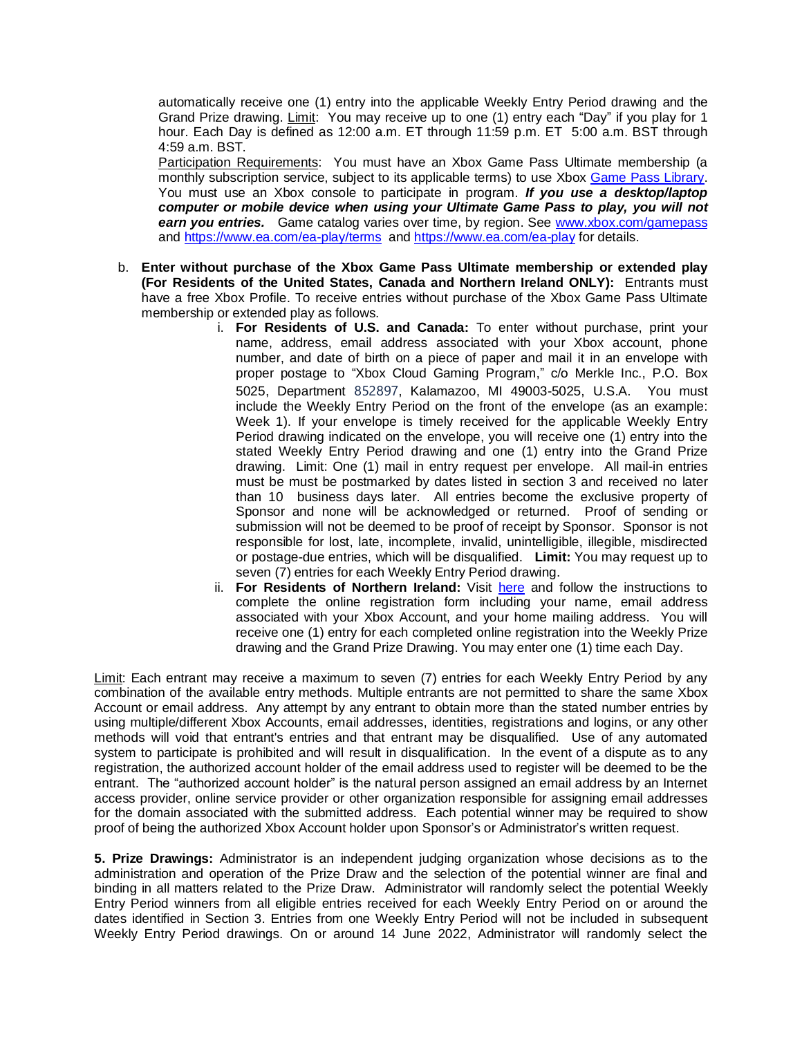automatically receive one (1) entry into the applicable Weekly Entry Period drawing and the Grand Prize drawing. Limit: You may receive up to one (1) entry each "Day" if you play for 1 hour. Each Day is defined as 12:00 a.m. ET through 11:59 p.m. ET 5:00 a.m. BST through 4:59 a.m. BST.

Participation Requirements: You must have an Xbox Game Pass Ultimate membership (a monthly subscription service, subject to its applicable terms) to use Xbox Game Pass Library. You must use an Xbox console to participate in program. ***If you use a desktop/laptop computer or mobile device when using your Ultimate Game Pass to play, you will not earn you entries.*** Game catalog varies over time, by region. See www.xbox.com/gamepass and https://www.ea.com/ea-play/terms and https://www.ea.com/ea-play for details.

b. **Enter without purchase of the Xbox Game Pass Ultimate membership or extended play (For Residents of the United States, Canada and Northern Ireland ONLY):** Entrants must have a free Xbox Profile. To receive entries without purchase of the Xbox Game Pass Ultimate membership or extended play as follows.

   i. **For Residents of U.S. and Canada:** To enter without purchase, print your name, address, email address associated with your Xbox account, phone number, and date of birth on a piece of paper and mail it in an envelope with proper postage to "Xbox Cloud Gaming Program," c/o Merkle Inc., P.O. Box 5025, Department 852897, Kalamazoo, MI 49003-5025, U.S.A. You must include the Weekly Entry Period on the front of the envelope (as an example: Week 1). If your envelope is timely received for the applicable Weekly Entry Period drawing indicated on the envelope, you will receive one (1) entry into the stated Weekly Entry Period drawing and one (1) entry into the Grand Prize drawing. Limit: One (1) mail in entry request per envelope. All mail-in entries must be must be postmarked by dates listed in section 3 and received no later than 10 business days later. All entries become the exclusive property of Sponsor and none will be acknowledged or returned. Proof of sending or submission will not be deemed to be proof of receipt by Sponsor. Sponsor is not responsible for lost, late, incomplete, invalid, unintelligible, illegible, misdirected or postage-due entries, which will be disqualified. **Limit:** You may request up to seven (7) entries for each Weekly Entry Period drawing.

   ii. **For Residents of Northern Ireland:** Visit here and follow the instructions to complete the online registration form including your name, email address associated with your Xbox Account, and your home mailing address. You will receive one (1) entry for each completed online registration into the Weekly Prize drawing and the Grand Prize Drawing. You may enter one (1) time each Day.

Limit: Each entrant may receive a maximum to seven (7) entries for each Weekly Entry Period by any combination of the available entry methods. Multiple entrants are not permitted to share the same Xbox Account or email address. Any attempt by any entrant to obtain more than the stated number entries by using multiple/different Xbox Accounts, email addresses, identities, registrations and logins, or any other methods will void that entrant's entries and that entrant may be disqualified. Use of any automated system to participate is prohibited and will result in disqualification. In the event of a dispute as to any registration, the authorized account holder of the email address used to register will be deemed to be the entrant. The "authorized account holder" is the natural person assigned an email address by an Internet access provider, online service provider or other organization responsible for assigning email addresses for the domain associated with the submitted address. Each potential winner may be required to show proof of being the authorized Xbox Account holder upon Sponsor's or Administrator's written request.

**5. Prize Drawings:** Administrator is an independent judging organization whose decisions as to the administration and operation of the Prize Draw and the selection of the potential winner are final and binding in all matters related to the Prize Draw. Administrator will randomly select the potential Weekly Entry Period winners from all eligible entries received for each Weekly Entry Period on or around the dates identified in Section 3. Entries from one Weekly Entry Period will not be included in subsequent Weekly Entry Period drawings. On or around 14 June 2022, Administrator will randomly select the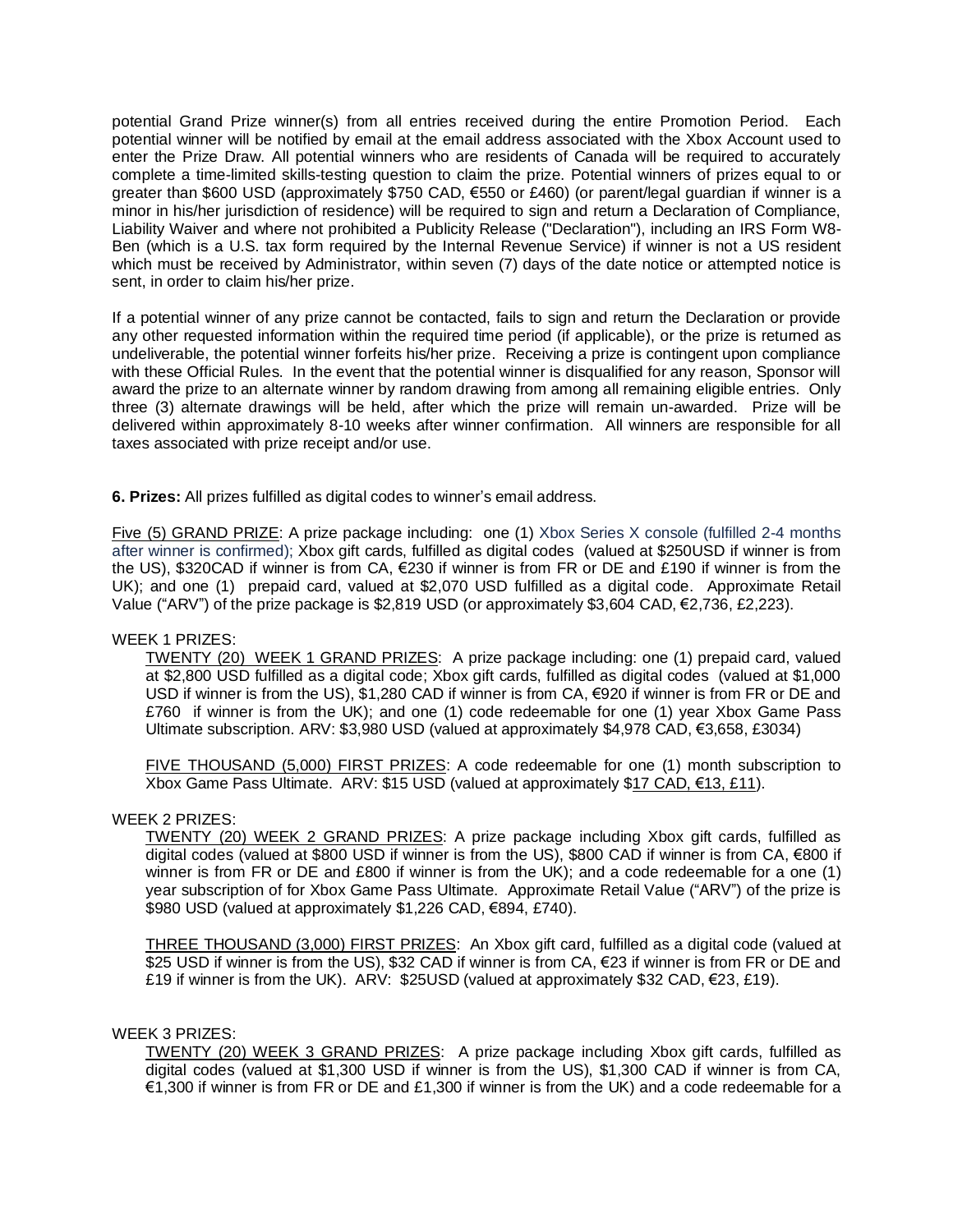potential Grand Prize winner(s) from all entries received during the entire Promotion Period. Each potential winner will be notified by email at the email address associated with the Xbox Account used to enter the Prize Draw. All potential winners who are residents of Canada will be required to accurately complete a time-limited skills-testing question to claim the prize. Potential winners of prizes equal to or greater than $600 USD (approximately $750 CAD, €550 or £460) (or parent/legal guardian if winner is a minor in his/her jurisdiction of residence) will be required to sign and return a Declaration of Compliance, Liability Waiver and where not prohibited a Publicity Release ("Declaration"), including an IRS Form W8-Ben (which is a U.S. tax form required by the Internal Revenue Service) if winner is not a US resident which must be received by Administrator, within seven (7) days of the date notice or attempted notice is sent, in order to claim his/her prize.

If a potential winner of any prize cannot be contacted, fails to sign and return the Declaration or provide any other requested information within the required time period (if applicable), or the prize is returned as undeliverable, the potential winner forfeits his/her prize. Receiving a prize is contingent upon compliance with these Official Rules. In the event that the potential winner is disqualified for any reason, Sponsor will award the prize to an alternate winner by random drawing from among all remaining eligible entries. Only three (3) alternate drawings will be held, after which the prize will remain un-awarded. Prize will be delivered within approximately 8-10 weeks after winner confirmation. All winners are responsible for all taxes associated with prize receipt and/or use.

**6. Prizes:** All prizes fulfilled as digital codes to winner's email address.

Five (5) GRAND PRIZE: A prize package including: one (1) Xbox Series X console (fulfilled 2-4 months after winner is confirmed); Xbox gift cards, fulfilled as digital codes (valued at $250USD if winner is from the US), $320CAD if winner is from CA, €230 if winner is from FR or DE and £190 if winner is from the UK); and one (1) prepaid card, valued at $2,070 USD fulfilled as a digital code. Approximate Retail Value ("ARV") of the prize package is $2,819 USD (or approximately $3,604 CAD, €2,736, £2,223).

WEEK 1 PRIZES:

TWENTY (20) WEEK 1 GRAND PRIZES: A prize package including: one (1) prepaid card, valued at $2,800 USD fulfilled as a digital code; Xbox gift cards, fulfilled as digital codes (valued at $1,000 USD if winner is from the US), $1,280 CAD if winner is from CA, €920 if winner is from FR or DE and £760 if winner is from the UK); and one (1) code redeemable for one (1) year Xbox Game Pass Ultimate subscription. ARV: $3,980 USD (valued at approximately $4,978 CAD, €3,658, £3034)

FIVE THOUSAND (5,000) FIRST PRIZES: A code redeemable for one (1) month subscription to Xbox Game Pass Ultimate. ARV: $15 USD (valued at approximately $17 CAD, €13, £11).

WEEK 2 PRIZES:

TWENTY (20) WEEK 2 GRAND PRIZES: A prize package including Xbox gift cards, fulfilled as digital codes (valued at $800 USD if winner is from the US), $800 CAD if winner is from CA, €800 if winner is from FR or DE and £800 if winner is from the UK); and a code redeemable for a one (1) year subscription of for Xbox Game Pass Ultimate. Approximate Retail Value ("ARV") of the prize is $980 USD (valued at approximately $1,226 CAD, €894, £740).

THREE THOUSAND (3,000) FIRST PRIZES: An Xbox gift card, fulfilled as a digital code (valued at $25 USD if winner is from the US), $32 CAD if winner is from CA, €23 if winner is from FR or DE and £19 if winner is from the UK). ARV: $25USD (valued at approximately $32 CAD, €23, £19).

WEEK 3 PRIZES:

TWENTY (20) WEEK 3 GRAND PRIZES: A prize package including Xbox gift cards, fulfilled as digital codes (valued at $1,300 USD if winner is from the US), $1,300 CAD if winner is from CA, €1,300 if winner is from FR or DE and £1,300 if winner is from the UK) and a code redeemable for a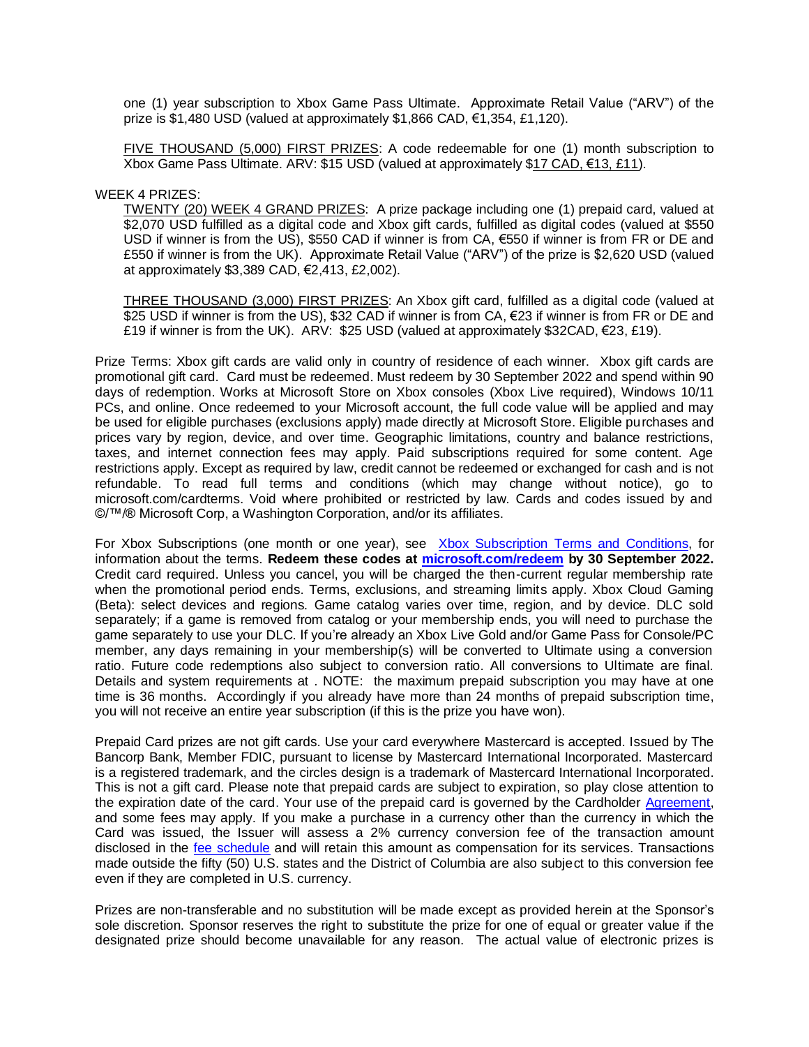one (1) year subscription to Xbox Game Pass Ultimate. Approximate Retail Value ("ARV") of the prize is $1,480 USD (valued at approximately $1,866 CAD, €1,354, £1,120).

FIVE THOUSAND (5,000) FIRST PRIZES: A code redeemable for one (1) month subscription to Xbox Game Pass Ultimate. ARV: $15 USD (valued at approximately $17 CAD, €13, £11).

WEEK 4 PRIZES:

TWENTY (20) WEEK 4 GRAND PRIZES: A prize package including one (1) prepaid card, valued at $2,070 USD fulfilled as a digital code and Xbox gift cards, fulfilled as digital codes (valued at $550 USD if winner is from the US), $550 CAD if winner is from CA, €550 if winner is from FR or DE and £550 if winner is from the UK). Approximate Retail Value ("ARV") of the prize is $2,620 USD (valued at approximately $3,389 CAD, €2,413, £2,002).

THREE THOUSAND (3,000) FIRST PRIZES: An Xbox gift card, fulfilled as a digital code (valued at $25 USD if winner is from the US), $32 CAD if winner is from CA, €23 if winner is from FR or DE and £19 if winner is from the UK). ARV: $25 USD (valued at approximately $32CAD, €23, £19).

Prize Terms: Xbox gift cards are valid only in country of residence of each winner. Xbox gift cards are promotional gift card. Card must be redeemed. Must redeem by 30 September 2022 and spend within 90 days of redemption. Works at Microsoft Store on Xbox consoles (Xbox Live required), Windows 10/11 PCs, and online. Once redeemed to your Microsoft account, the full code value will be applied and may be used for eligible purchases (exclusions apply) made directly at Microsoft Store. Eligible purchases and prices vary by region, device, and over time. Geographic limitations, country and balance restrictions, taxes, and internet connection fees may apply. Paid subscriptions required for some content. Age restrictions apply. Except as required by law, credit cannot be redeemed or exchanged for cash and is not refundable. To read full terms and conditions (which may change without notice), go to microsoft.com/cardterms. Void where prohibited or restricted by law. Cards and codes issued by and ©/™/® Microsoft Corp, a Washington Corporation, and/or its affiliates.

For Xbox Subscriptions (one month or one year), see Xbox Subscription Terms and Conditions, for information about the terms. **Redeem these codes at microsoft.com/redeem by 30 September 2022.** Credit card required. Unless you cancel, you will be charged the then-current regular membership rate when the promotional period ends. Terms, exclusions, and streaming limits apply. Xbox Cloud Gaming (Beta): select devices and regions. Game catalog varies over time, region, and by device. DLC sold separately; if a game is removed from catalog or your membership ends, you will need to purchase the game separately to use your DLC. If you're already an Xbox Live Gold and/or Game Pass for Console/PC member, any days remaining in your membership(s) will be converted to Ultimate using a conversion ratio. Future code redemptions also subject to conversion ratio. All conversions to Ultimate are final. Details and system requirements at . NOTE: the maximum prepaid subscription you may have at one time is 36 months. Accordingly if you already have more than 24 months of prepaid subscription time, you will not receive an entire year subscription (if this is the prize you have won).

Prepaid Card prizes are not gift cards. Use your card everywhere Mastercard is accepted. Issued by The Bancorp Bank, Member FDIC, pursuant to license by Mastercard International Incorporated. Mastercard is a registered trademark, and the circles design is a trademark of Mastercard International Incorporated. This is not a gift card. Please note that prepaid cards are subject to expiration, so play close attention to the expiration date of the card. Your use of the prepaid card is governed by the Cardholder Agreement, and some fees may apply. If you make a purchase in a currency other than the currency in which the Card was issued, the Issuer will assess a 2% currency conversion fee of the transaction amount disclosed in the fee schedule and will retain this amount as compensation for its services. Transactions made outside the fifty (50) U.S. states and the District of Columbia are also subject to this conversion fee even if they are completed in U.S. currency.

Prizes are non-transferable and no substitution will be made except as provided herein at the Sponsor's sole discretion. Sponsor reserves the right to substitute the prize for one of equal or greater value if the designated prize should become unavailable for any reason. The actual value of electronic prizes is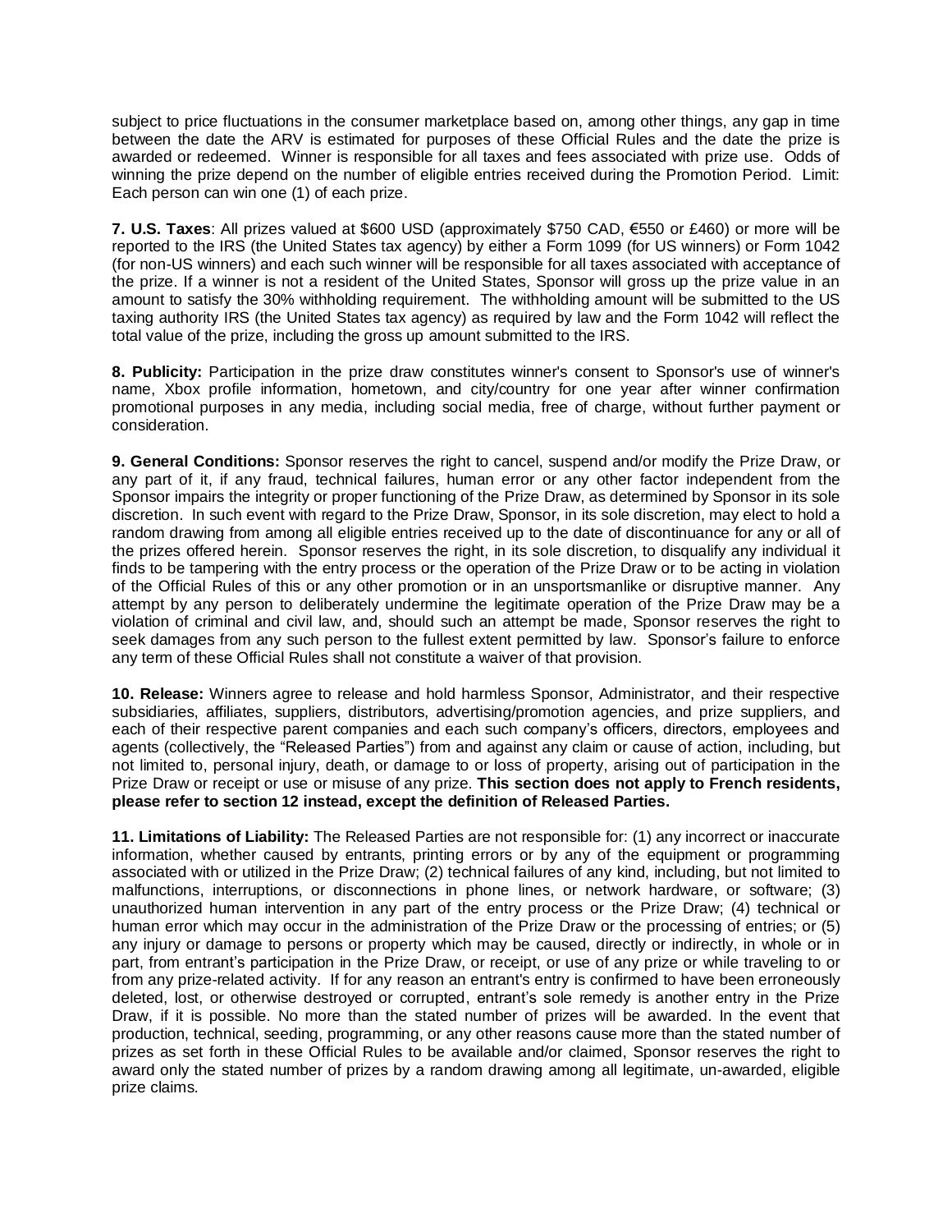subject to price fluctuations in the consumer marketplace based on, among other things, any gap in time between the date the ARV is estimated for purposes of these Official Rules and the date the prize is awarded or redeemed. Winner is responsible for all taxes and fees associated with prize use. Odds of winning the prize depend on the number of eligible entries received during the Promotion Period. Limit: Each person can win one (1) of each prize.

**7. U.S. Taxes**: All prizes valued at $600 USD (approximately $750 CAD, €550 or £460) or more will be reported to the IRS (the United States tax agency) by either a Form 1099 (for US winners) or Form 1042 (for non-US winners) and each such winner will be responsible for all taxes associated with acceptance of the prize. If a winner is not a resident of the United States, Sponsor will gross up the prize value in an amount to satisfy the 30% withholding requirement. The withholding amount will be submitted to the US taxing authority IRS (the United States tax agency) as required by law and the Form 1042 will reflect the total value of the prize, including the gross up amount submitted to the IRS.

**8. Publicity:** Participation in the prize draw constitutes winner's consent to Sponsor's use of winner's name, Xbox profile information, hometown, and city/country for one year after winner confirmation promotional purposes in any media, including social media, free of charge, without further payment or consideration.

**9. General Conditions:** Sponsor reserves the right to cancel, suspend and/or modify the Prize Draw, or any part of it, if any fraud, technical failures, human error or any other factor independent from the Sponsor impairs the integrity or proper functioning of the Prize Draw, as determined by Sponsor in its sole discretion. In such event with regard to the Prize Draw, Sponsor, in its sole discretion, may elect to hold a random drawing from among all eligible entries received up to the date of discontinuance for any or all of the prizes offered herein. Sponsor reserves the right, in its sole discretion, to disqualify any individual it finds to be tampering with the entry process or the operation of the Prize Draw or to be acting in violation of the Official Rules of this or any other promotion or in an unsportsmanlike or disruptive manner. Any attempt by any person to deliberately undermine the legitimate operation of the Prize Draw may be a violation of criminal and civil law, and, should such an attempt be made, Sponsor reserves the right to seek damages from any such person to the fullest extent permitted by law. Sponsor's failure to enforce any term of these Official Rules shall not constitute a waiver of that provision.

**10. Release:** Winners agree to release and hold harmless Sponsor, Administrator, and their respective subsidiaries, affiliates, suppliers, distributors, advertising/promotion agencies, and prize suppliers, and each of their respective parent companies and each such company's officers, directors, employees and agents (collectively, the "Released Parties") from and against any claim or cause of action, including, but not limited to, personal injury, death, or damage to or loss of property, arising out of participation in the Prize Draw or receipt or use or misuse of any prize. **This section does not apply to French residents, please refer to section 12 instead, except the definition of Released Parties.**

**11. Limitations of Liability:** The Released Parties are not responsible for: (1) any incorrect or inaccurate information, whether caused by entrants, printing errors or by any of the equipment or programming associated with or utilized in the Prize Draw; (2) technical failures of any kind, including, but not limited to malfunctions, interruptions, or disconnections in phone lines, or network hardware, or software; (3) unauthorized human intervention in any part of the entry process or the Prize Draw; (4) technical or human error which may occur in the administration of the Prize Draw or the processing of entries; or (5) any injury or damage to persons or property which may be caused, directly or indirectly, in whole or in part, from entrant's participation in the Prize Draw, or receipt, or use of any prize or while traveling to or from any prize-related activity. If for any reason an entrant's entry is confirmed to have been erroneously deleted, lost, or otherwise destroyed or corrupted, entrant's sole remedy is another entry in the Prize Draw, if it is possible. No more than the stated number of prizes will be awarded. In the event that production, technical, seeding, programming, or any other reasons cause more than the stated number of prizes as set forth in these Official Rules to be available and/or claimed, Sponsor reserves the right to award only the stated number of prizes by a random drawing among all legitimate, un-awarded, eligible prize claims.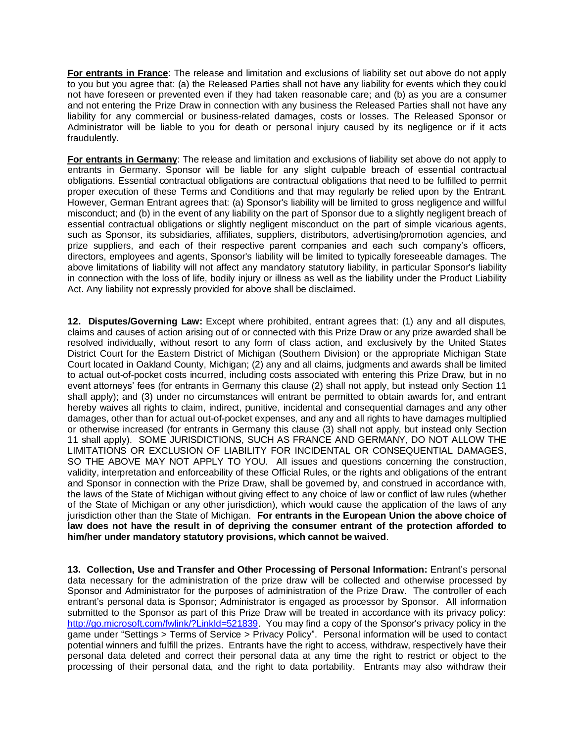**For entrants in France**: The release and limitation and exclusions of liability set out above do not apply to you but you agree that: (a) the Released Parties shall not have any liability for events which they could not have foreseen or prevented even if they had taken reasonable care; and (b) as you are a consumer and not entering the Prize Draw in connection with any business the Released Parties shall not have any liability for any commercial or business-related damages, costs or losses. The Released Sponsor or Administrator will be liable to you for death or personal injury caused by its negligence or if it acts fraudulently.

**For entrants in Germany**: The release and limitation and exclusions of liability set above do not apply to entrants in Germany. Sponsor will be liable for any slight culpable breach of essential contractual obligations. Essential contractual obligations are contractual obligations that need to be fulfilled to permit proper execution of these Terms and Conditions and that may regularly be relied upon by the Entrant. However, German Entrant agrees that: (a) Sponsor's liability will be limited to gross negligence and willful misconduct; and (b) in the event of any liability on the part of Sponsor due to a slightly negligent breach of essential contractual obligations or slightly negligent misconduct on the part of simple vicarious agents, such as Sponsor, its subsidiaries, affiliates, suppliers, distributors, advertising/promotion agencies, and prize suppliers, and each of their respective parent companies and each such company's officers, directors, employees and agents, Sponsor's liability will be limited to typically foreseeable damages. The above limitations of liability will not affect any mandatory statutory liability, in particular Sponsor's liability in connection with the loss of life, bodily injury or illness as well as the liability under the Product Liability Act. Any liability not expressly provided for above shall be disclaimed.

**12. Disputes/Governing Law:** Except where prohibited, entrant agrees that: (1) any and all disputes, claims and causes of action arising out of or connected with this Prize Draw or any prize awarded shall be resolved individually, without resort to any form of class action, and exclusively by the United States District Court for the Eastern District of Michigan (Southern Division) or the appropriate Michigan State Court located in Oakland County, Michigan; (2) any and all claims, judgments and awards shall be limited to actual out-of-pocket costs incurred, including costs associated with entering this Prize Draw, but in no event attorneys' fees (for entrants in Germany this clause (2) shall not apply, but instead only Section 11 shall apply); and (3) under no circumstances will entrant be permitted to obtain awards for, and entrant hereby waives all rights to claim, indirect, punitive, incidental and consequential damages and any other damages, other than for actual out-of-pocket expenses, and any and all rights to have damages multiplied or otherwise increased (for entrants in Germany this clause (3) shall not apply, but instead only Section 11 shall apply). SOME JURISDICTIONS, SUCH AS FRANCE AND GERMANY, DO NOT ALLOW THE LIMITATIONS OR EXCLUSION OF LIABILITY FOR INCIDENTAL OR CONSEQUENTIAL DAMAGES, SO THE ABOVE MAY NOT APPLY TO YOU. All issues and questions concerning the construction, validity, interpretation and enforceability of these Official Rules, or the rights and obligations of the entrant and Sponsor in connection with the Prize Draw, shall be governed by, and construed in accordance with, the laws of the State of Michigan without giving effect to any choice of law or conflict of law rules (whether of the State of Michigan or any other jurisdiction), which would cause the application of the laws of any jurisdiction other than the State of Michigan. **For entrants in the European Union the above choice of law does not have the result in of depriving the consumer entrant of the protection afforded to him/her under mandatory statutory provisions, which cannot be waived**.

**13. Collection, Use and Transfer and Other Processing of Personal Information:** Entrant's personal data necessary for the administration of the prize draw will be collected and otherwise processed by Sponsor and Administrator for the purposes of administration of the Prize Draw. The controller of each entrant's personal data is Sponsor; Administrator is engaged as processor by Sponsor. All information submitted to the Sponsor as part of this Prize Draw will be treated in accordance with its privacy policy: [http://go.microsoft.com/fwlink/?LinkId=521839](http://go.microsoft.com/fwlink/?LinkId=521839). You may find a copy of the Sponsor's privacy policy in the game under "Settings > Terms of Service > Privacy Policy". Personal information will be used to contact potential winners and fulfill the prizes. Entrants have the right to access, withdraw, respectively have their personal data deleted and correct their personal data at any time the right to restrict or object to the processing of their personal data, and the right to data portability. Entrants may also withdraw their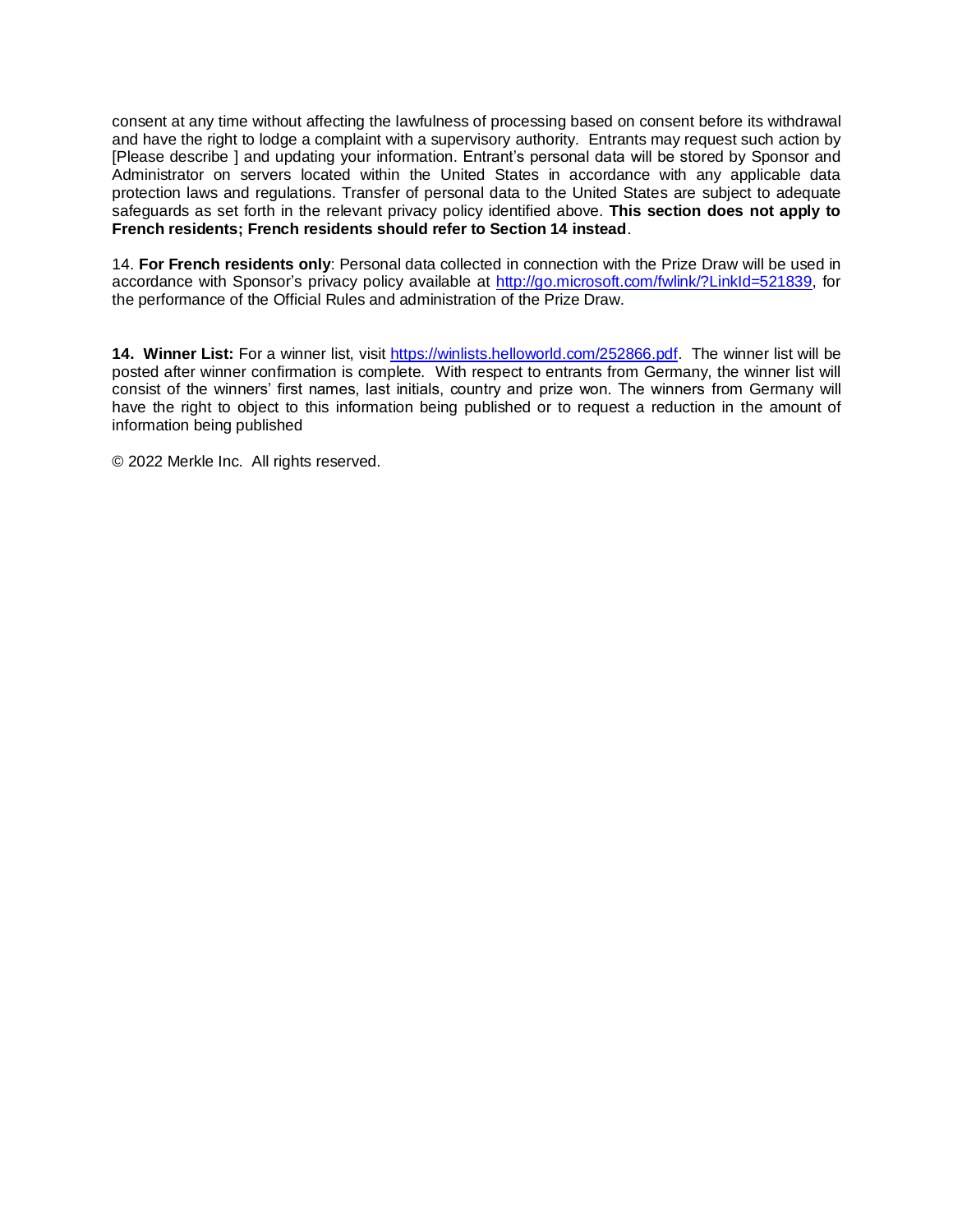consent at any time without affecting the lawfulness of processing based on consent before its withdrawal and have the right to lodge a complaint with a supervisory authority. Entrants may request such action by [Please describe ] and updating your information. Entrant's personal data will be stored by Sponsor and Administrator on servers located within the United States in accordance with any applicable data protection laws and regulations. Transfer of personal data to the United States are subject to adequate safeguards as set forth in the relevant privacy policy identified above. **This section does not apply to French residents; French residents should refer to Section 14 instead**.

14. **For French residents only**: Personal data collected in connection with the Prize Draw will be used in accordance with Sponsor's privacy policy available at http://go.microsoft.com/fwlink/?LinkId=521839, for the performance of the Official Rules and administration of the Prize Draw.

**14. Winner List:** For a winner list, visit https://winlists.helloworld.com/252866.pdf. The winner list will be posted after winner confirmation is complete. With respect to entrants from Germany, the winner list will consist of the winners' first names, last initials, country and prize won. The winners from Germany will have the right to object to this information being published or to request a reduction in the amount of information being published

© 2022 Merkle Inc. All rights reserved.